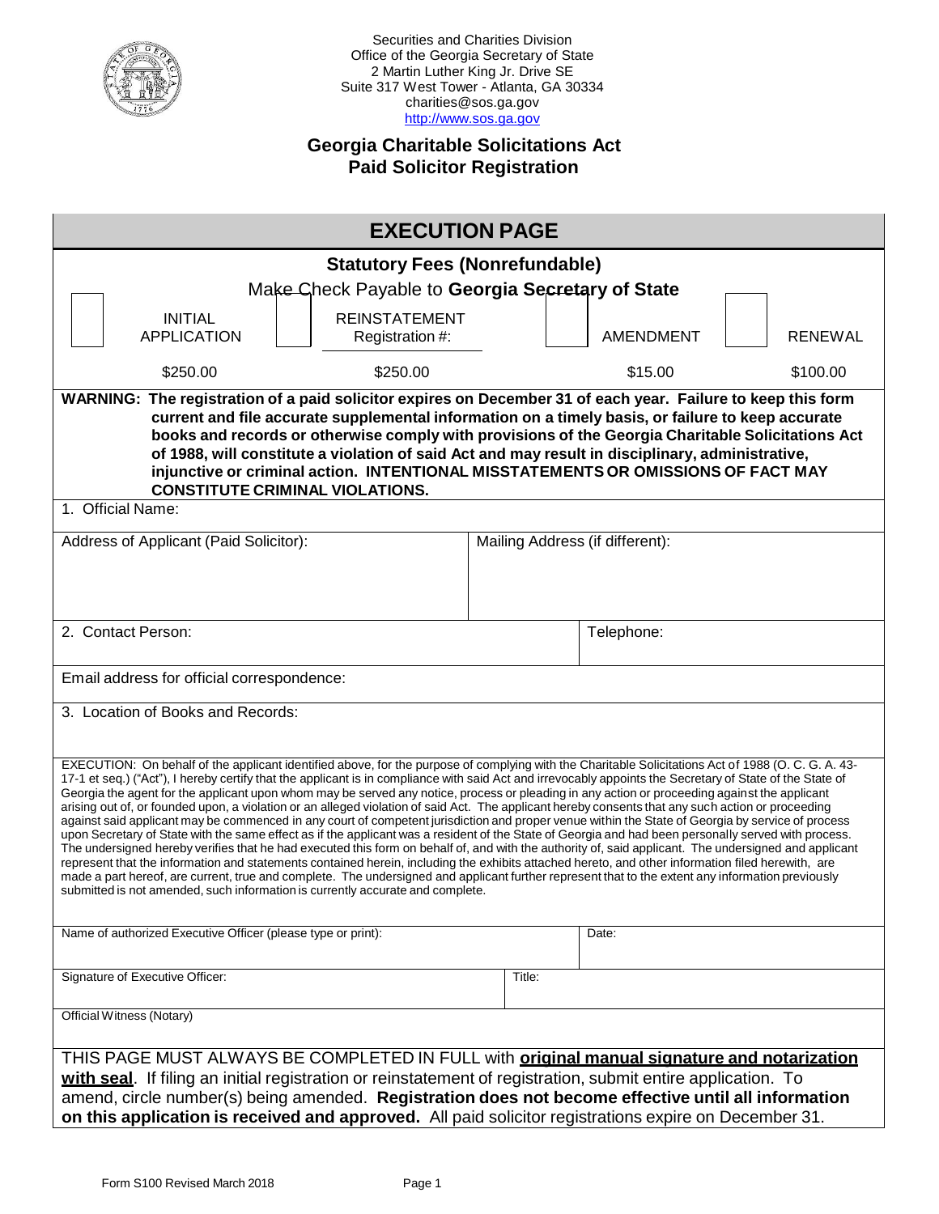Securities and Charities Division
Office of the Georgia Secretary of State
2 Martin Luther King Jr. Drive SE
Suite 317 West Tower - Atlanta, GA 30334
charities@sos.ga.gov
http://www.sos.ga.gov

# Georgia Charitable Solicitations Act
# Paid Solicitor Registration

## EXECUTION PAGE

### Statutory Fees (Nonrefundable)

Make Check Payable to **Georgia Secretary of State**

| ☐ INITIAL APPLICATION | ☐ REINSTATEMENT Registration #: | ☐ AMENDMENT | ☐ RENEWAL |
|---|---|---|---|
| $250.00 | $250.00 | $15.00 | $100.00 |

**WARNING: The registration of a paid solicitor expires on December 31 of each year. Failure to keep this form current and file accurate supplemental information on a timely basis, or failure to keep accurate books and records or otherwise comply with provisions of the Georgia Charitable Solicitations Act of 1988, will constitute a violation of said Act and may result in disciplinary, administrative, injunctive or criminal action. INTENTIONAL MISSTATEMENTS OR OMISSIONS OF FACT MAY CONSTITUTE CRIMINAL VIOLATIONS.**

1. Official Name:

| Address of Applicant (Paid Solicitor): | Mailing Address (if different): |
|---|---|
| | |

| 2. Contact Person: | Telephone: |
|---|---|
| | |

Email address for official correspondence:

3. Location of Books and Records:

EXECUTION: On behalf of the applicant identified above, for the purpose of complying with the Charitable Solicitations Act of 1988 (O. C. G. A. 43-17-1 et seq.) ("Act"), I hereby certify that the applicant is in compliance with said Act and irrevocably appoints the Secretary of State of the State of Georgia the agent for the applicant upon whom may be served any notice, process or pleading in any action or proceeding against the applicant arising out of, or founded upon, a violation or an alleged violation of said Act. The applicant hereby consents that any such action or proceeding against said applicant may be commenced in any court of competent jurisdiction and proper venue within the State of Georgia by service of process upon Secretary of State with the same effect as if the applicant was a resident of the State of Georgia and had been personally served with process. The undersigned hereby verifies that he had executed this form on behalf of, and with the authority of, said applicant. The undersigned and applicant represent that the information and statements contained herein, including the exhibits attached hereto, and other information filed herewith, are made a part hereof, are current, true and complete. The undersigned and applicant further represent that to the extent any information previously submitted is not amended, such information is currently accurate and complete.

| Name of authorized Executive Officer (please type or print): | Date: |
|---|---|
| | |

| Signature of Executive Officer: | Title: |
|---|---|
| | |

Official Witness (Notary)

THIS PAGE MUST ALWAYS BE COMPLETED IN FULL with **original manual signature and notarization with seal**. If filing an initial registration or reinstatement of registration, submit entire application. To amend, circle number(s) being amended. **Registration does not become effective until all information on this application is received and approved.** All paid solicitor registrations expire on December 31.

Form S100 Revised March 2018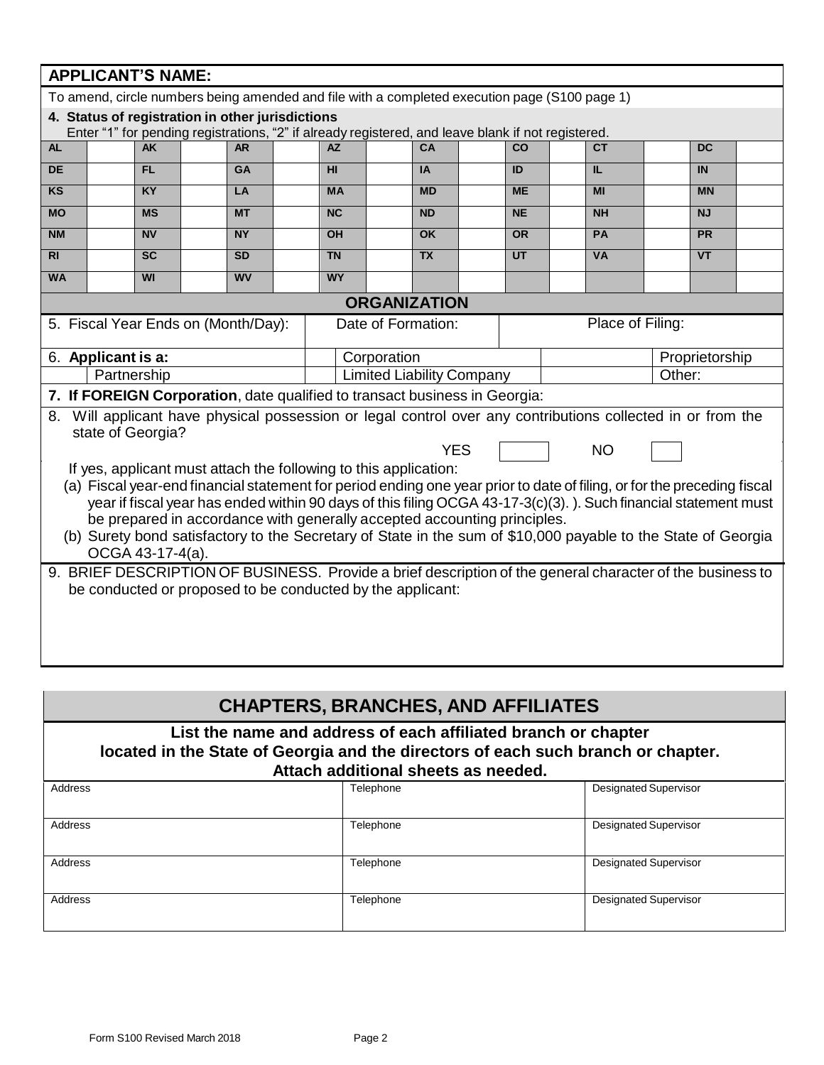**APPLICANT'S NAME:**

To amend, circle numbers being amended and file with a completed execution page (S100 page 1)

**4. Status of registration in other jurisdictions**

Enter "1" for pending registrations, "2" if already registered, and leave blank if not registered.

| AL | | AK | | AR | | AZ | | CA | | CO | | CT | | DC | |
|---|---|---|---|---|---|---|---|---|---|---|---|---|---|---|---|
| DE | | FL | | GA | | HI | | IA | | ID | | IL | | IN | |
| KS | | KY | | LA | | MA | | MD | | ME | | MI | | MN | |
| MO | | MS | | MT | | NC | | ND | | NE | | NH | | NJ | |
| NM | | NV | | NY | | OH | | OK | | OR | | PA | | PR | |
| RI | | SC | | SD | | TN | | TX | | UT | | VA | | VT | |
| WA | | WI | | WV | | WY | | | | | | | | | |

## ORGANIZATION

| 5. Fiscal Year Ends on (Month/Day): | Date of Formation: | Place of Filing: |
|---|---|---|
| | | |

| 6. **Applicant is a:** | | Corporation | | Proprietorship |
|---|---|---|---|---|
| Partnership | | Limited Liability Company | | Other: |

**7. If FOREIGN Corporation**, date qualified to transact business in Georgia:

8. Will applicant have physical possession or legal control over any contributions collected in or from the state of Georgia?

YES [ ] NO [ ]

If yes, applicant must attach the following to this application:

(a) Fiscal year-end financial statement for period ending one year prior to date of filing, or for the preceding fiscal year if fiscal year has ended within 90 days of this filing OCGA 43-17-3(c)(3). ). Such financial statement must be prepared in accordance with generally accepted accounting principles.

(b) Surety bond satisfactory to the Secretary of State in the sum of $10,000 payable to the State of Georgia OCGA 43-17-4(a).

9. BRIEF DESCRIPTION OF BUSINESS. Provide a brief description of the general character of the business to be conducted or proposed to be conducted by the applicant:

## CHAPTERS, BRANCHES, AND AFFILIATES

**List the name and address of each affiliated branch or chapter located in the State of Georgia and the directors of each such branch or chapter. Attach additional sheets as needed.**

| Address | Telephone | Designated Supervisor |
|---|---|---|
| Address | Telephone | Designated Supervisor |
| Address | Telephone | Designated Supervisor |
| Address | Telephone | Designated Supervisor |

Form S100 Revised March 2018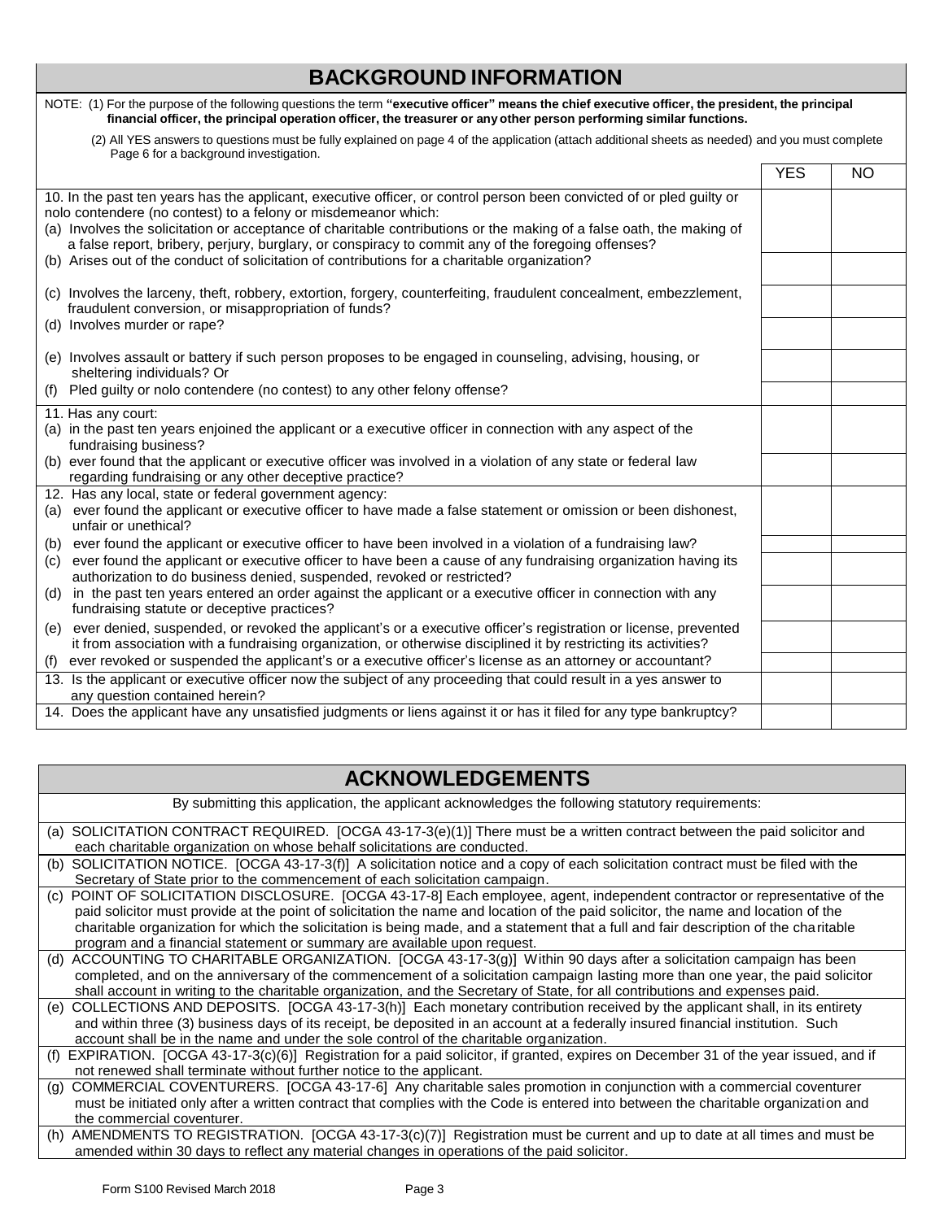## BACKGROUND INFORMATION

NOTE: (1) For the purpose of the following questions the term **"executive officer" means the chief executive officer, the president, the principal financial officer, the principal operation officer, the treasurer or any other person performing similar functions.**

(2) All YES answers to questions must be fully explained on page 4 of the application (attach additional sheets as needed) and you must complete Page 6 for a background investigation.

| | YES | NO |
|---|---|---|
| 10. In the past ten years has the applicant, executive officer, or control person been convicted of or pled guilty or nolo contendere (no contest) to a felony or misdemeanor which:<br>(a) Involves the solicitation or acceptance of charitable contributions or the making of a false oath, the making of a false report, bribery, perjury, burglary, or conspiracy to commit any of the foregoing offenses? | | |
| (b) Arises out of the conduct of solicitation of contributions for a charitable organization? | | |
| (c) Involves the larceny, theft, robbery, extortion, forgery, counterfeiting, fraudulent concealment, embezzlement, fraudulent conversion, or misappropriation of funds? | | |
| (d) Involves murder or rape? | | |
| (e) Involves assault or battery if such person proposes to be engaged in counseling, advising, housing, or sheltering individuals? Or | | |
| (f) Pled guilty or nolo contendere (no contest) to any other felony offense? | | |
| 11. Has any court:<br>(a) in the past ten years enjoined the applicant or a executive officer in connection with any aspect of the fundraising business? | | |
| (b) ever found that the applicant or executive officer was involved in a violation of any state or federal law regarding fundraising or any other deceptive practice? | | |
| 12. Has any local, state or federal government agency:<br>(a) ever found the applicant or executive officer to have made a false statement or omission or been dishonest, unfair or unethical? | | |
| (b) ever found the applicant or executive officer to have been involved in a violation of a fundraising law? | | |
| (c) ever found the applicant or executive officer to have been a cause of any fundraising organization having its authorization to do business denied, suspended, revoked or restricted? | | |
| (d) in the past ten years entered an order against the applicant or a executive officer in connection with any fundraising statute or deceptive practices? | | |
| (e) ever denied, suspended, or revoked the applicant's or a executive officer's registration or license, prevented it from association with a fundraising organization, or otherwise disciplined it by restricting its activities? | | |
| (f) ever revoked or suspended the applicant's or a executive officer's license as an attorney or accountant? | | |
| 13. Is the applicant or executive officer now the subject of any proceeding that could result in a yes answer to any question contained herein? | | |
| 14. Does the applicant have any unsatisfied judgments or liens against it or has it filed for any type bankruptcy? | | |

## ACKNOWLEDGEMENTS

By submitting this application, the applicant acknowledges the following statutory requirements:

(a) SOLICITATION CONTRACT REQUIRED. [OCGA 43-17-3(e)(1)] There must be a written contract between the paid solicitor and each charitable organization on whose behalf solicitations are conducted.

(b) SOLICITATION NOTICE. [OCGA 43-17-3(f)] A solicitation notice and a copy of each solicitation contract must be filed with the Secretary of State prior to the commencement of each solicitation campaign.

(c) POINT OF SOLICITATION DISCLOSURE. [OCGA 43-17-8] Each employee, agent, independent contractor or representative of the paid solicitor must provide at the point of solicitation the name and location of the paid solicitor, the name and location of the charitable organization for which the solicitation is being made, and a statement that a full and fair description of the charitable program and a financial statement or summary are available upon request.

(d) ACCOUNTING TO CHARITABLE ORGANIZATION. [OCGA 43-17-3(g)] Within 90 days after a solicitation campaign has been completed, and on the anniversary of the commencement of a solicitation campaign lasting more than one year, the paid solicitor shall account in writing to the charitable organization, and the Secretary of State, for all contributions and expenses paid.

(e) COLLECTIONS AND DEPOSITS. [OCGA 43-17-3(h)] Each monetary contribution received by the applicant shall, in its entirety and within three (3) business days of its receipt, be deposited in an account at a federally insured financial institution. Such account shall be in the name and under the sole control of the charitable organization.

(f) EXPIRATION. [OCGA 43-17-3(c)(6)] Registration for a paid solicitor, if granted, expires on December 31 of the year issued, and if not renewed shall terminate without further notice to the applicant.

(g) COMMERCIAL COVENTURERS. [OCGA 43-17-6] Any charitable sales promotion in conjunction with a commercial coventurer must be initiated only after a written contract that complies with the Code is entered into between the charitable organization and the commercial coventurer.

(h) AMENDMENTS TO REGISTRATION. [OCGA 43-17-3(c)(7)] Registration must be current and up to date at all times and must be amended within 30 days to reflect any material changes in operations of the paid solicitor.

Form S100 Revised March 2018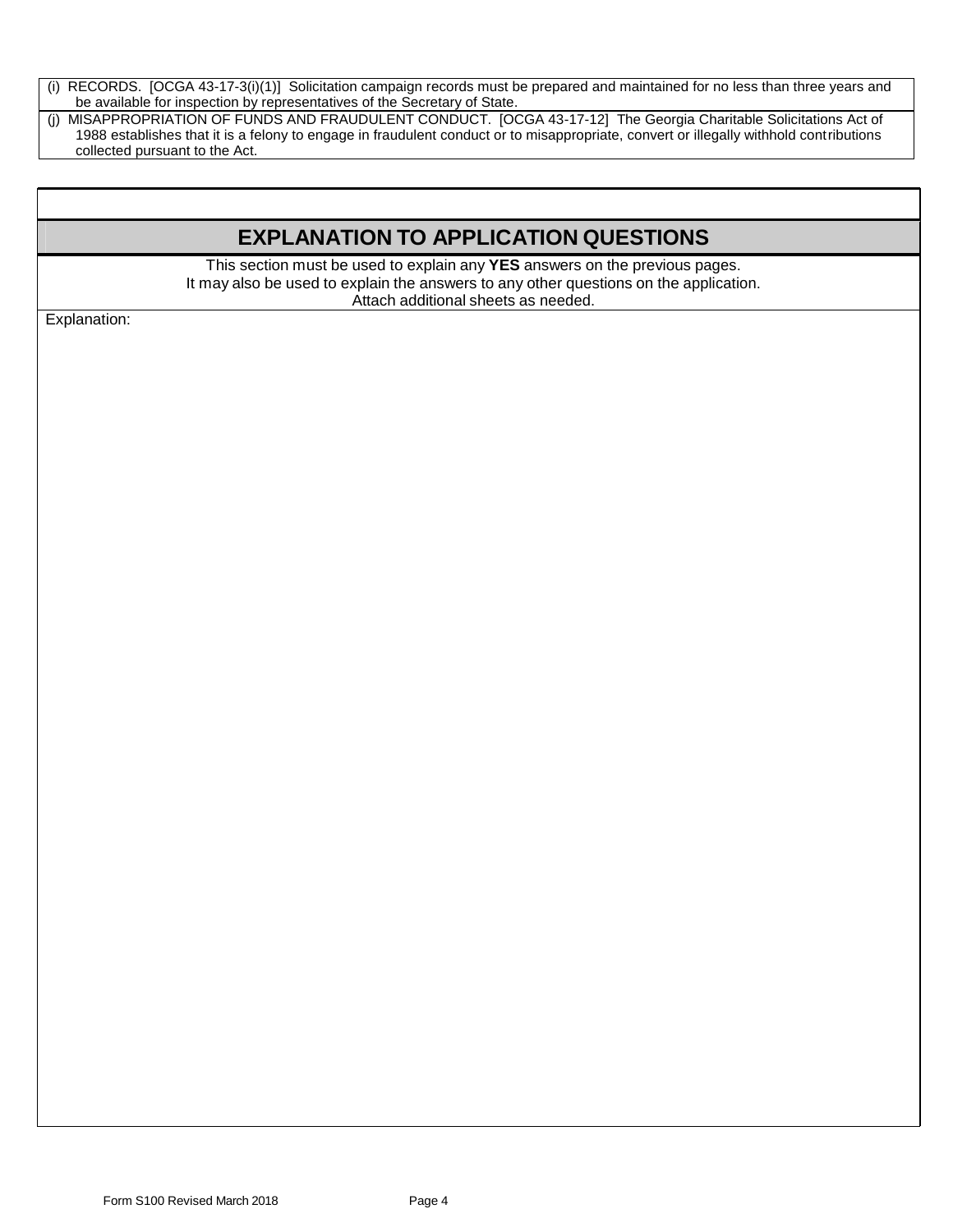(i) RECORDS. [OCGA 43-17-3(i)(1)] Solicitation campaign records must be prepared and maintained for no less than three years and be available for inspection by representatives of the Secretary of State.

(j) MISAPPROPRIATION OF FUNDS AND FRAUDULENT CONDUCT. [OCGA 43-17-12] The Georgia Charitable Solicitations Act of 1988 establishes that it is a felony to engage in fraudulent conduct or to misappropriate, convert or illegally withhold contributions collected pursuant to the Act.

## EXPLANATION TO APPLICATION QUESTIONS

This section must be used to explain any **YES** answers on the previous pages.
It may also be used to explain the answers to any other questions on the application.
Attach additional sheets as needed.

Explanation:

Form S100 Revised March 2018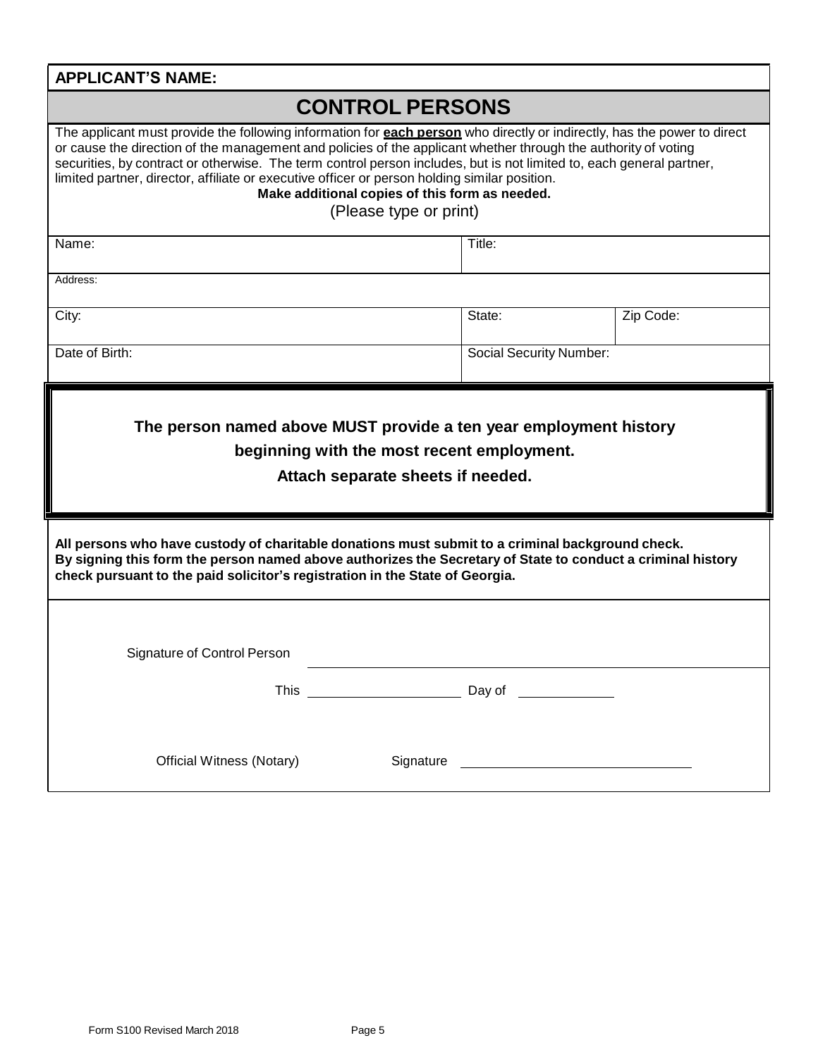**APPLICANT'S NAME:**

# CONTROL PERSONS

The applicant must provide the following information for **each person** who directly or indirectly, has the power to direct or cause the direction of the management and policies of the applicant whether through the authority of voting securities, by contract or otherwise. The term control person includes, but is not limited to, each general partner, limited partner, director, affiliate or executive officer or person holding similar position.

**Make additional copies of this form as needed.**

(Please type or print)

| Name: | Title: | |
|---|---|---|
| Address: | | |
| City: | State: | Zip Code: |
| Date of Birth: | Social Security Number: | |

**The person named above MUST provide a ten year employment history beginning with the most recent employment.**

**Attach separate sheets if needed.**

**All persons who have custody of charitable donations must submit to a criminal background check. By signing this form the person named above authorizes the Secretary of State to conduct a criminal history check pursuant to the paid solicitor's registration in the State of Georgia.**

Signature of Control Person ______________________________

This ____________________ Day of ____________

Official Witness (Notary) Signature ______________________________

Form S100 Revised March 2018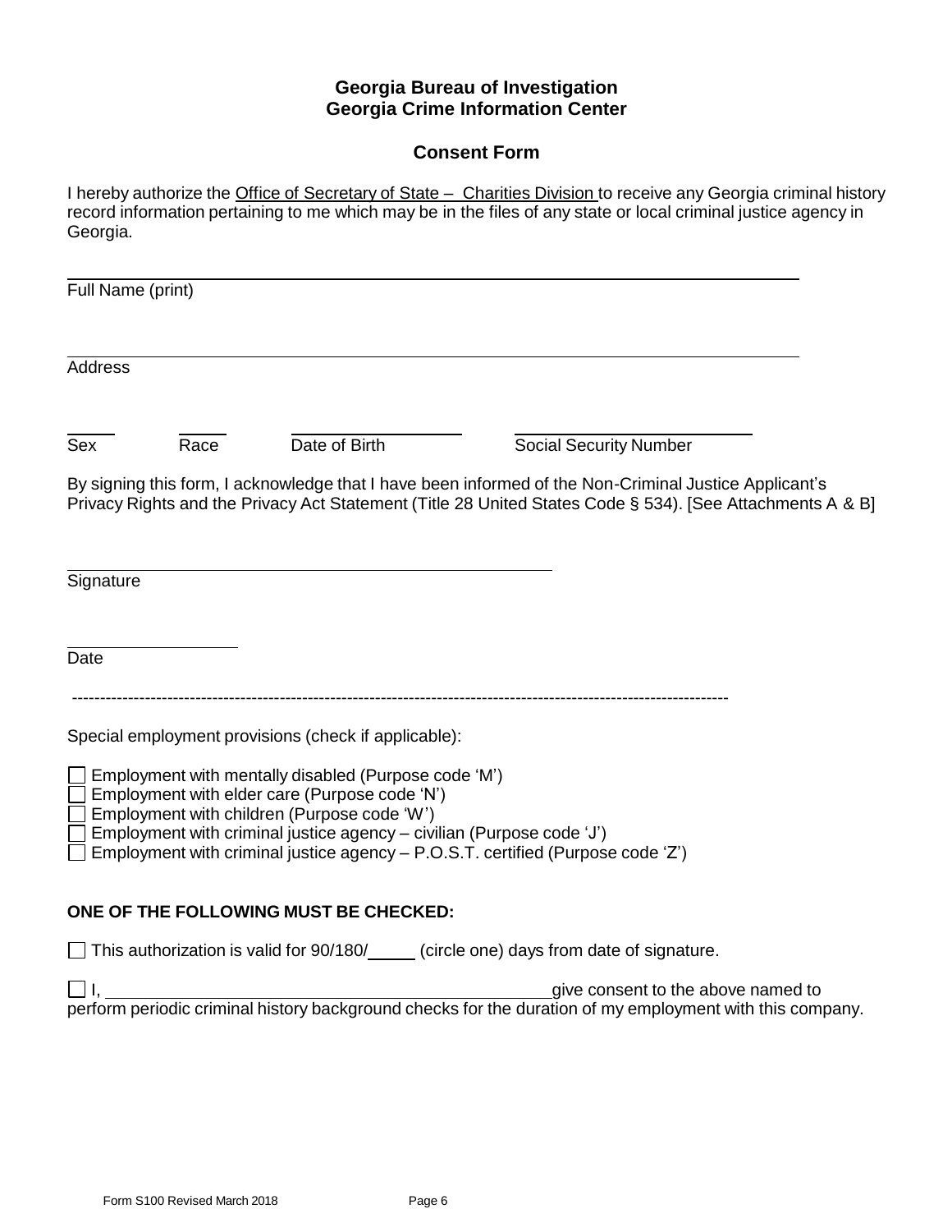## Georgia Bureau of Investigation
## Georgia Crime Information Center

### Consent Form

I hereby authorize the Office of Secretary of State – Charities Division to receive any Georgia criminal history record information pertaining to me which may be in the files of any state or local criminal justice agency in Georgia.

______________________________________________________________
Full Name (print)

______________________________________________________________
Address

_____ _____ _______________ ____________________
Sex Race Date of Birth Social Security Number

By signing this form, I acknowledge that I have been informed of the Non-Criminal Justice Applicant's Privacy Rights and the Privacy Act Statement (Title 28 United States Code § 534). [See Attachments A & B]

______________________________________
Signature

_______________
Date

---

Special employment provisions (check if applicable):

- ☐ Employment with mentally disabled (Purpose code 'M')
- ☐ Employment with elder care (Purpose code 'N')
- ☐ Employment with children (Purpose code 'W')
- ☐ Employment with criminal justice agency – civilian (Purpose code 'J')
- ☐ Employment with criminal justice agency – P.O.S.T. certified (Purpose code 'Z')

**ONE OF THE FOLLOWING MUST BE CHECKED:**

☐ This authorization is valid for 90/180/_____ (circle one) days from date of signature.

☐ I, ________________________________________ give consent to the above named to perform periodic criminal history background checks for the duration of my employment with this company.

Form S100 Revised March 2018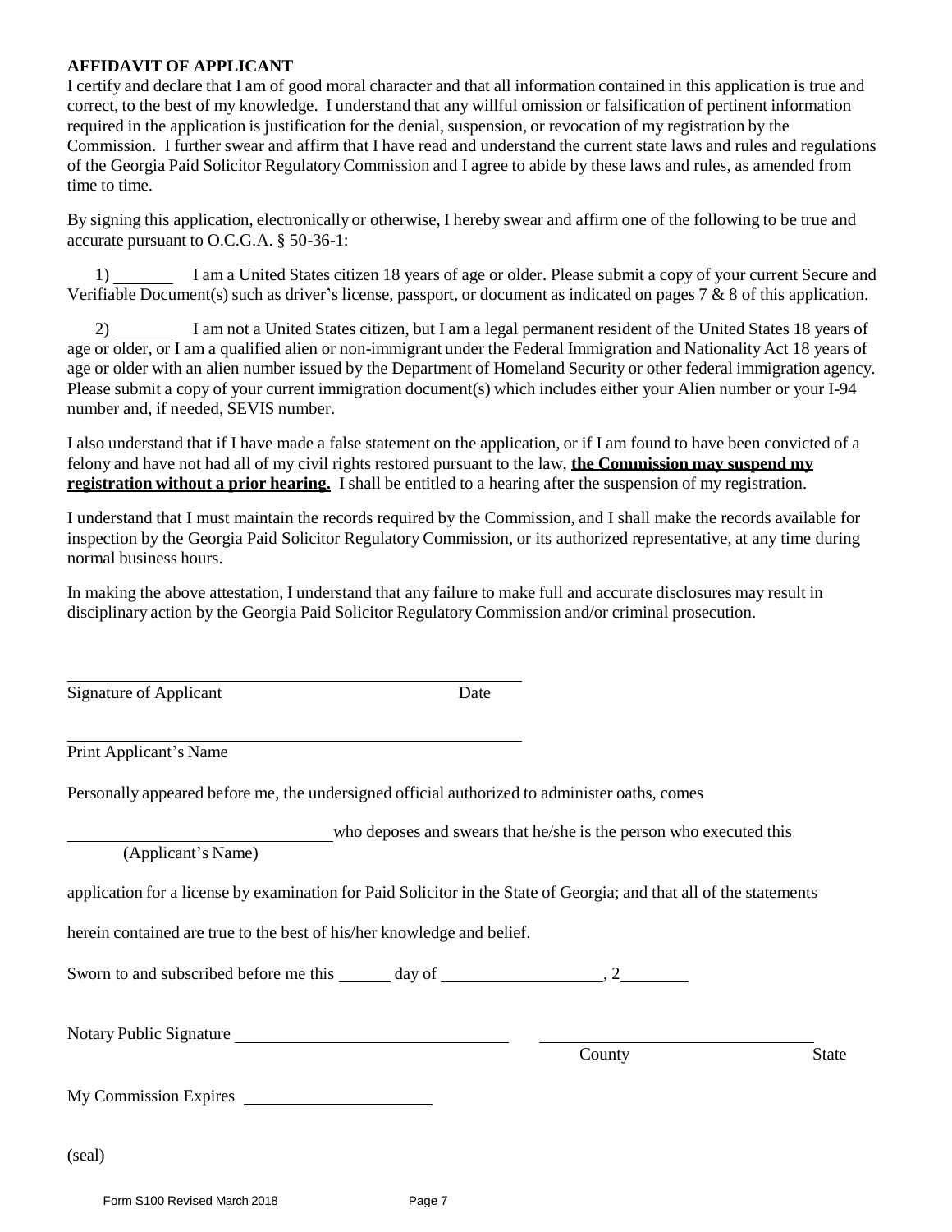**AFFIDAVIT OF APPLICANT**

I certify and declare that I am of good moral character and that all information contained in this application is true and correct, to the best of my knowledge. I understand that any willful omission or falsification of pertinent information required in the application is justification for the denial, suspension, or revocation of my registration by the Commission. I further swear and affirm that I have read and understand the current state laws and rules and regulations of the Georgia Paid Solicitor Regulatory Commission and I agree to abide by these laws and rules, as amended from time to time.

By signing this application, electronically or otherwise, I hereby swear and affirm one of the following to be true and accurate pursuant to O.C.G.A. § 50-36-1:

1) _______ I am a United States citizen 18 years of age or older. Please submit a copy of your current Secure and Verifiable Document(s) such as driver's license, passport, or document as indicated on pages 7 & 8 of this application.

2) _______ I am not a United States citizen, but I am a legal permanent resident of the United States 18 years of age or older, or I am a qualified alien or non-immigrant under the Federal Immigration and Nationality Act 18 years of age or older with an alien number issued by the Department of Homeland Security or other federal immigration agency. Please submit a copy of your current immigration document(s) which includes either your Alien number or your I-94 number and, if needed, SEVIS number.

I also understand that if I have made a false statement on the application, or if I am found to have been convicted of a felony and have not had all of my civil rights restored pursuant to the law, **the Commission may suspend my registration without a prior hearing.** I shall be entitled to a hearing after the suspension of my registration.

I understand that I must maintain the records required by the Commission, and I shall make the records available for inspection by the Georgia Paid Solicitor Regulatory Commission, or its authorized representative, at any time during normal business hours.

In making the above attestation, I understand that any failure to make full and accurate disclosures may result in disciplinary action by the Georgia Paid Solicitor Regulatory Commission and/or criminal prosecution.

_______________________________________________

Signature of Applicant Date

_______________________________________________

Print Applicant's Name

Personally appeared before me, the undersigned official authorized to administer oaths, comes

______________________________ who deposes and swears that he/she is the person who executed this
(Applicant's Name)

application for a license by examination for Paid Solicitor in the State of Georgia; and that all of the statements

herein contained are true to the best of his/her knowledge and belief.

Sworn to and subscribed before me this ______ day of __________________, 2________

Notary Public Signature ______________________________ ______________________________
County State

My Commission Expires ______________________

(seal)

Form S100 Revised March 2018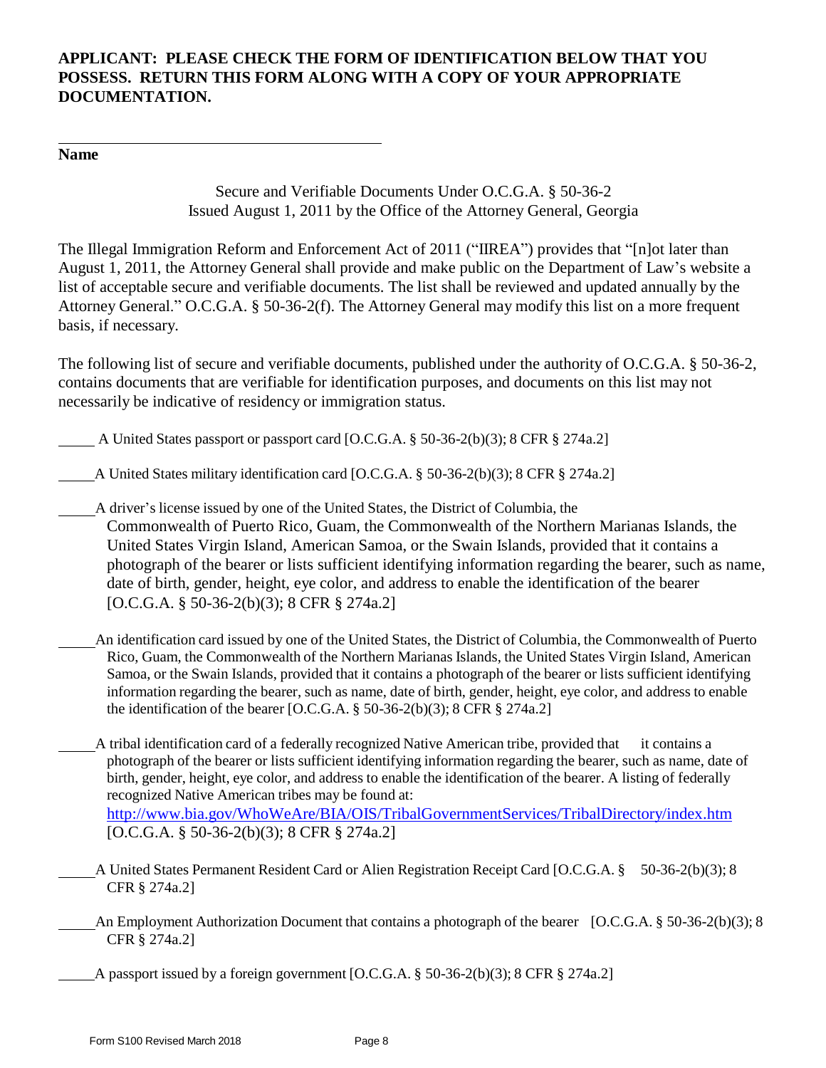**APPLICANT: PLEASE CHECK THE FORM OF IDENTIFICATION BELOW THAT YOU POSSESS. RETURN THIS FORM ALONG WITH A COPY OF YOUR APPROPRIATE DOCUMENTATION.**

\_\_\_\_\_\_\_\_\_\_\_\_\_\_\_\_\_\_\_\_\_\_\_\_\_\_\_\_\_\_\_\_\_\_\_\_\_\_\_\_

**Name**

Secure and Verifiable Documents Under O.C.G.A. § 50-36-2
Issued August 1, 2011 by the Office of the Attorney General, Georgia

The Illegal Immigration Reform and Enforcement Act of 2011 ("IIREA") provides that "[n]ot later than August 1, 2011, the Attorney General shall provide and make public on the Department of Law's website a list of acceptable secure and verifiable documents. The list shall be reviewed and updated annually by the Attorney General." O.C.G.A. § 50-36-2(f). The Attorney General may modify this list on a more frequent basis, if necessary.

The following list of secure and verifiable documents, published under the authority of O.C.G.A. § 50-36-2, contains documents that are verifiable for identification purposes, and documents on this list may not necessarily be indicative of residency or immigration status.

\_\_\_\_\_ A United States passport or passport card [O.C.G.A. § 50-36-2(b)(3); 8 CFR § 274a.2]

\_\_\_\_\_ A United States military identification card [O.C.G.A. § 50-36-2(b)(3); 8 CFR § 274a.2]

\_\_\_\_\_ A driver's license issued by one of the United States, the District of Columbia, the Commonwealth of Puerto Rico, Guam, the Commonwealth of the Northern Marianas Islands, the United States Virgin Island, American Samoa, or the Swain Islands, provided that it contains a photograph of the bearer or lists sufficient identifying information regarding the bearer, such as name, date of birth, gender, height, eye color, and address to enable the identification of the bearer [O.C.G.A. § 50-36-2(b)(3); 8 CFR § 274a.2]

\_\_\_\_\_ An identification card issued by one of the United States, the District of Columbia, the Commonwealth of Puerto Rico, Guam, the Commonwealth of the Northern Marianas Islands, the United States Virgin Island, American Samoa, or the Swain Islands, provided that it contains a photograph of the bearer or lists sufficient identifying information regarding the bearer, such as name, date of birth, gender, height, eye color, and address to enable the identification of the bearer [O.C.G.A. § 50-36-2(b)(3); 8 CFR § 274a.2]

\_\_\_\_\_ A tribal identification card of a federally recognized Native American tribe, provided that it contains a photograph of the bearer or lists sufficient identifying information regarding the bearer, such as name, date of birth, gender, height, eye color, and address to enable the identification of the bearer. A listing of federally recognized Native American tribes may be found at: http://www.bia.gov/WhoWeAre/BIA/OIS/TribalGovernmentServices/TribalDirectory/index.htm [O.C.G.A. § 50-36-2(b)(3); 8 CFR § 274a.2]

\_\_\_\_\_ A United States Permanent Resident Card or Alien Registration Receipt Card [O.C.G.A. § 50-36-2(b)(3); 8 CFR § 274a.2]

\_\_\_\_\_ An Employment Authorization Document that contains a photograph of the bearer [O.C.G.A. § 50-36-2(b)(3); 8 CFR § 274a.2]

\_\_\_\_\_ A passport issued by a foreign government [O.C.G.A. § 50-36-2(b)(3); 8 CFR § 274a.2]

Form S100 Revised March 2018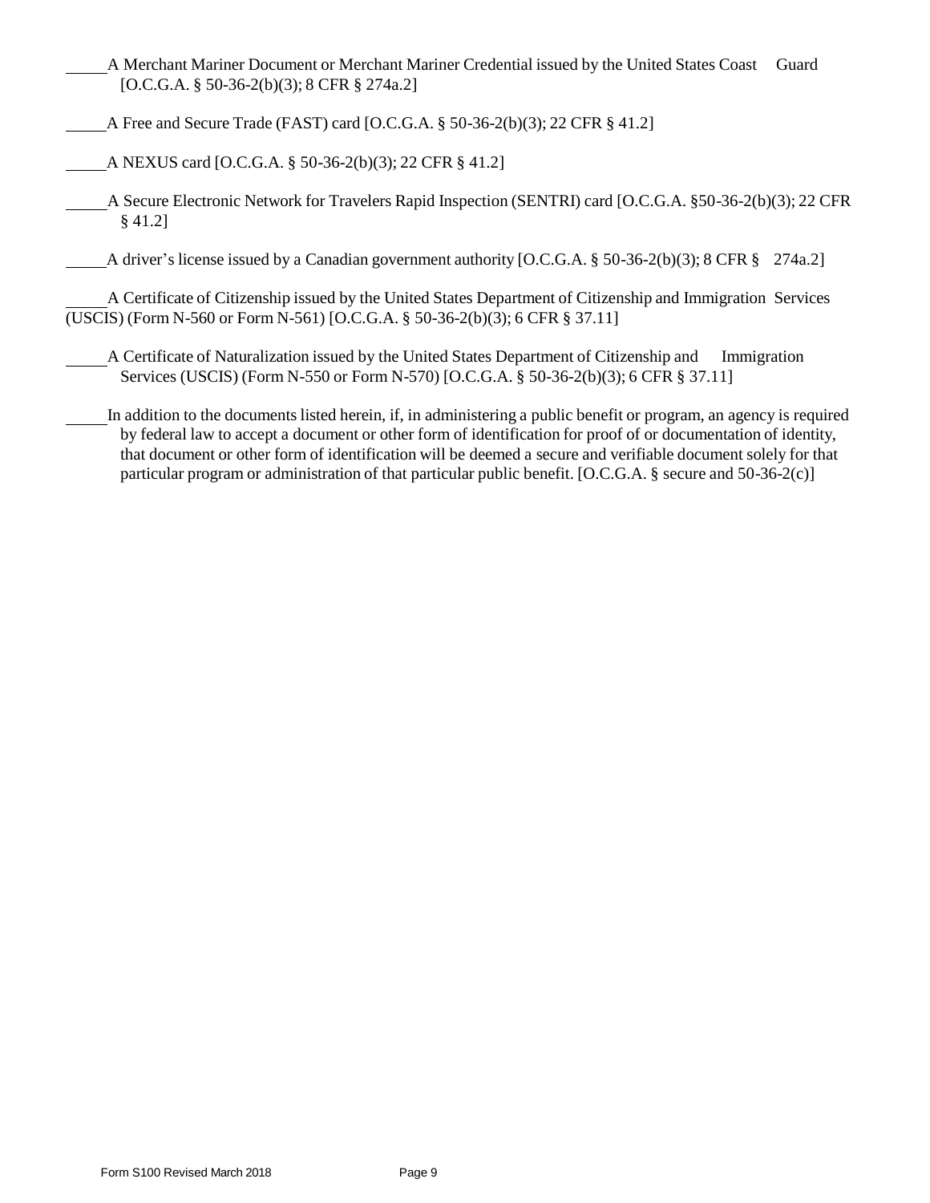_____ A Merchant Mariner Document or Merchant Mariner Credential issued by the United States Coast Guard [O.C.G.A. § 50-36-2(b)(3); 8 CFR § 274a.2]

_____ A Free and Secure Trade (FAST) card [O.C.G.A. § 50-36-2(b)(3); 22 CFR § 41.2]

_____ A NEXUS card [O.C.G.A. § 50-36-2(b)(3); 22 CFR § 41.2]

_____ A Secure Electronic Network for Travelers Rapid Inspection (SENTRI) card [O.C.G.A. §50-36-2(b)(3); 22 CFR § 41.2]

_____ A driver's license issued by a Canadian government authority [O.C.G.A. § 50-36-2(b)(3); 8 CFR § 274a.2]

_____ A Certificate of Citizenship issued by the United States Department of Citizenship and Immigration Services (USCIS) (Form N-560 or Form N-561) [O.C.G.A. § 50-36-2(b)(3); 6 CFR § 37.11]

_____ A Certificate of Naturalization issued by the United States Department of Citizenship and Immigration Services (USCIS) (Form N-550 or Form N-570) [O.C.G.A. § 50-36-2(b)(3); 6 CFR § 37.11]

_____ In addition to the documents listed herein, if, in administering a public benefit or program, an agency is required by federal law to accept a document or other form of identification for proof of or documentation of identity, that document or other form of identification will be deemed a secure and verifiable document solely for that particular program or administration of that particular public benefit. [O.C.G.A. § secure and 50-36-2(c)]

Form S100 Revised March 2018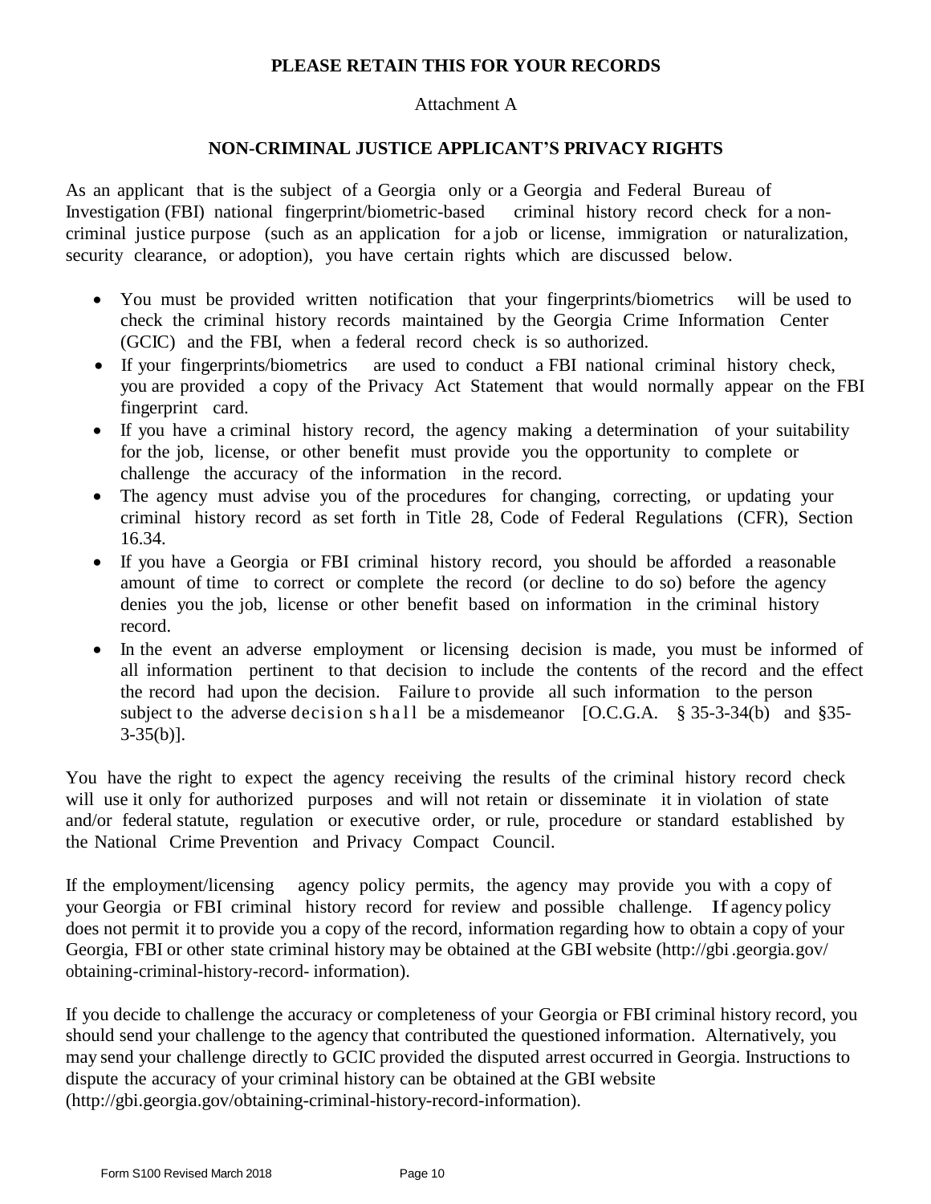**PLEASE RETAIN THIS FOR YOUR RECORDS**

Attachment A

## NON-CRIMINAL JUSTICE APPLICANT'S PRIVACY RIGHTS

As an applicant that is the subject of a Georgia only or a Georgia and Federal Bureau of Investigation (FBI) national fingerprint/biometric-based criminal history record check for a non-criminal justice purpose (such as an application for a job or license, immigration or naturalization, security clearance, or adoption), you have certain rights which are discussed below.

- You must be provided written notification that your fingerprints/biometrics will be used to check the criminal history records maintained by the Georgia Crime Information Center (GCIC) and the FBI, when a federal record check is so authorized.
- If your fingerprints/biometrics are used to conduct a FBI national criminal history check, you are provided a copy of the Privacy Act Statement that would normally appear on the FBI fingerprint card.
- If you have a criminal history record, the agency making a determination of your suitability for the job, license, or other benefit must provide you the opportunity to complete or challenge the accuracy of the information in the record.
- The agency must advise you of the procedures for changing, correcting, or updating your criminal history record as set forth in Title 28, Code of Federal Regulations (CFR), Section 16.34.
- If you have a Georgia or FBI criminal history record, you should be afforded a reasonable amount of time to correct or complete the record (or decline to do so) before the agency denies you the job, license or other benefit based on information in the criminal history record.
- In the event an adverse employment or licensing decision is made, you must be informed of all information pertinent to that decision to include the contents of the record and the effect the record had upon the decision. Failure to provide all such information to the person subject to the adverse decision shall be a misdemeanor [O.C.G.A. § 35-3-34(b) and §35-3-35(b)].

You have the right to expect the agency receiving the results of the criminal history record check will use it only for authorized purposes and will not retain or disseminate it in violation of state and/or federal statute, regulation or executive order, or rule, procedure or standard established by the National Crime Prevention and Privacy Compact Council.

If the employment/licensing agency policy permits, the agency may provide you with a copy of your Georgia or FBI criminal history record for review and possible challenge. If agency policy does not permit it to provide you a copy of the record, information regarding how to obtain a copy of your Georgia, FBI or other state criminal history may be obtained at the GBI website (http://gbi.georgia.gov/obtaining-criminal-history-record-information).

If you decide to challenge the accuracy or completeness of your Georgia or FBI criminal history record, you should send your challenge to the agency that contributed the questioned information. Alternatively, you may send your challenge directly to GCIC provided the disputed arrest occurred in Georgia. Instructions to dispute the accuracy of your criminal history can be obtained at the GBI website (http://gbi.georgia.gov/obtaining-criminal-history-record-information).

Form S100 Revised March 2018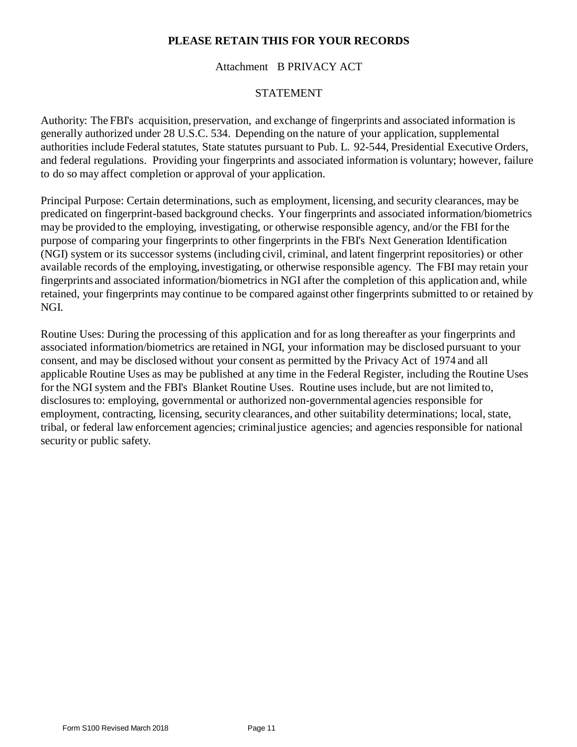**PLEASE RETAIN THIS FOR YOUR RECORDS**

Attachment B PRIVACY ACT

STATEMENT

Authority: The FBI's acquisition, preservation, and exchange of fingerprints and associated information is generally authorized under 28 U.S.C. 534. Depending on the nature of your application, supplemental authorities include Federal statutes, State statutes pursuant to Pub. L. 92-544, Presidential Executive Orders, and federal regulations. Providing your fingerprints and associated information is voluntary; however, failure to do so may affect completion or approval of your application.

Principal Purpose: Certain determinations, such as employment, licensing, and security clearances, may be predicated on fingerprint-based background checks. Your fingerprints and associated information/biometrics may be provided to the employing, investigating, or otherwise responsible agency, and/or the FBI for the purpose of comparing your fingerprints to other fingerprints in the FBI's Next Generation Identification (NGI) system or its successor systems (including civil, criminal, and latent fingerprint repositories) or other available records of the employing, investigating, or otherwise responsible agency. The FBI may retain your fingerprints and associated information/biometrics in NGI after the completion of this application and, while retained, your fingerprints may continue to be compared against other fingerprints submitted to or retained by NGI.

Routine Uses: During the processing of this application and for as long thereafter as your fingerprints and associated information/biometrics are retained in NGI, your information may be disclosed pursuant to your consent, and may be disclosed without your consent as permitted by the Privacy Act of 1974 and all applicable Routine Uses as may be published at any time in the Federal Register, including the Routine Uses for the NGI system and the FBI's Blanket Routine Uses. Routine uses include, but are not limited to, disclosures to: employing, governmental or authorized non-governmental agencies responsible for employment, contracting, licensing, security clearances, and other suitability determinations; local, state, tribal, or federal law enforcement agencies; criminal justice agencies; and agencies responsible for national security or public safety.

Form S100 Revised March 2018